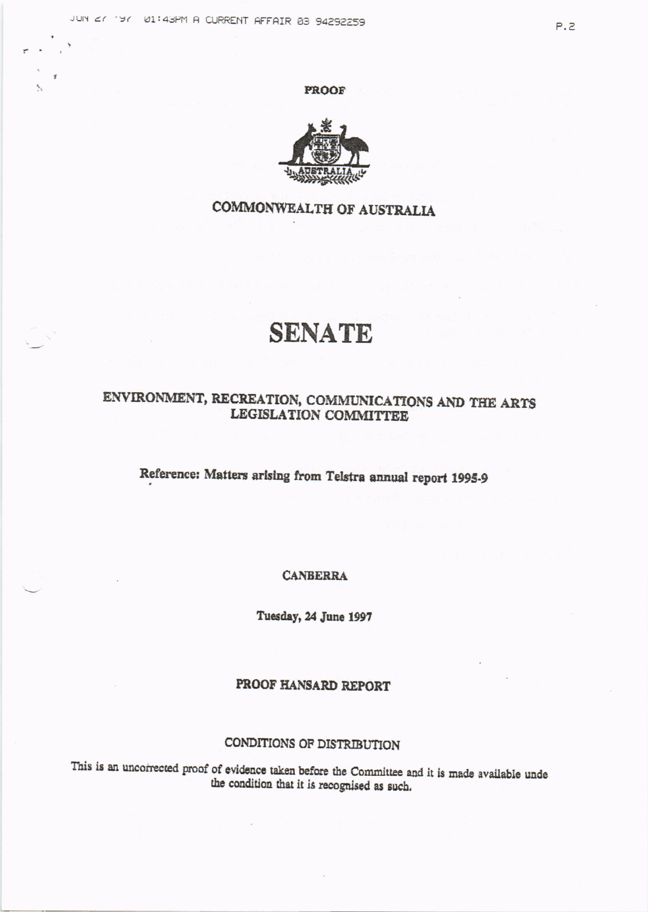PROOF

COMMONWEALTH OF AUSTRALIA

# SENATE

## ENVIRONMENT, RECREATION, COMMUNICATIONS AND THE ARTS LEGISLATION COMMITTEE

**Reference: Matters arising from Telstra annual report 1995-9**

CANBERRA

Tuesday, 24 June 1997

**PROOF HANSARD REPORT**

CONDITIONS OF DISTRIBUTION

This is an uncorrected proof of evidence taken before the Committee and it is made available unde the condition that it is recognised as such.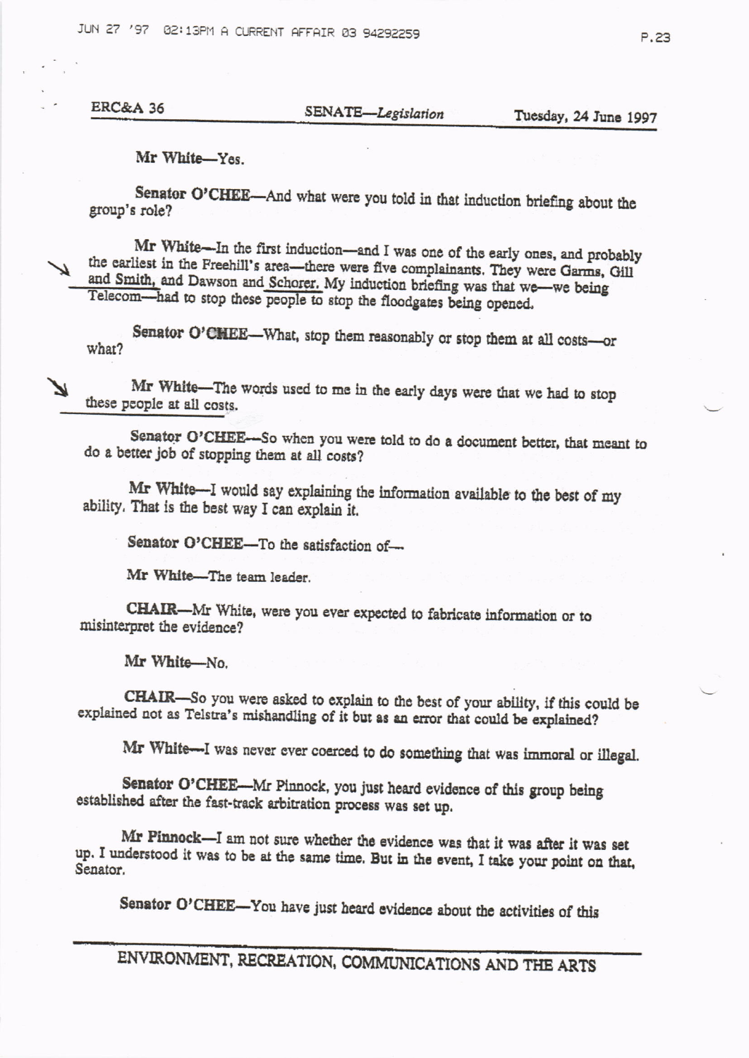Mr White—Yes.

Senator O'CHEE—And what were you told in that induction briefing about the group's role?

Mr White—In the first induction—and I was one of the early ones, and probably the earliest in the Freehill's area—there were five complainants. They were Garms, Gill and Smith, and Dawson and Schorer. My induction briefing was that we—we being Telecom—had to stop these people to stop the floodgates being opened.

Senator O'CHEE—What, stop them reasonably or stop them at all costs—or what?

Mr White—The words used to me in the early days were that we had to stop these people at all costs.

Senator O'CHEE—So when you were told to do a document better, that meant to do a better job of stopping them at all costs?

Mr White—I would say explaining the information available to the best of my ability. That is the best way I can explain it.

Senator O'CHEE—To the satisfaction of—

Mr White—The team leader.

CHAIR—Mr White, were you ever expected to fabricate information or to misinterpret the evidence?

Mr White—No.

CHAIR—So you were asked to explain to the best of your ability, if this could be explained not as Telstra's mishandling of it but as an error that could be explained?

Mr White—I was never ever coerced to do something that was immoral or illegal.

Senator O'CHEE—Mr Pinnock, you just heard evidence of this group being established after the fast-track arbitration process was set up.

Mr Pinnock—I am not sure whether the evidence was that it was after it was set up. I understood it was to be at the same time. But in the event, I take your point on that, Senator.

Senator O'CHEE—You have just heard evidence about the activities of this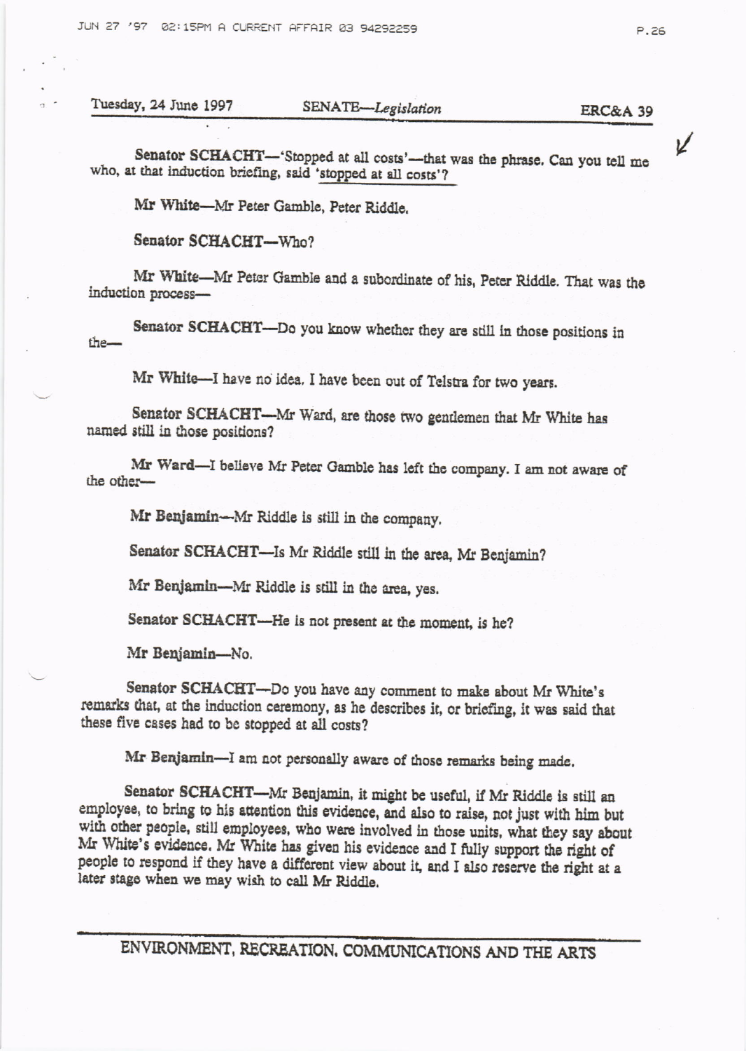**Senator SCHACHT**—'Stopped at all costs'—that was the phrase. Can you tell me who, at that induction briefing, said 'stopped at all costs'?

**Mr White**—Mr Peter Gamble, Peter Riddle.

**Senator SCHACHT**—Who?

**Mr White**—Mr Peter Gamble and a subordinate of his, Peter Riddle. That was the induction process—

**Senator SCHACHT**—Do you know whether they are still in those positions in the—

**Mr White**—I have no idea. I have been out of Telstra for two years.

**Senator SCHACHT**—Mr Ward, are those two gentlemen that Mr White has named still in those positions?

**Mr Ward**—I believe Mr Peter Gamble has left the company. I am not aware of the other—

**Mr Benjamin**—Mr Riddle is still in the company.

**Senator SCHACHT**—Is Mr Riddle still in the area, Mr Benjamin?

**Mr Benjamin**—Mr Riddle is still in the area, yes.

**Senator SCHACHT**—He is not present at the moment, is he?

**Mr Benjamin**—No.

**Senator SCHACHT**—Do you have any comment to make about Mr White's remarks that, at the induction ceremony, as he describes it, or briefing, it was said that these five cases had to be stopped at all costs?

**Mr Benjamin**—I am not personally aware of those remarks being made.

**Senator SCHACHT**—Mr Benjamin, it might be useful, if Mr Riddle is still an employee, to bring to his attention this evidence, and also to raise, not just with him but with other people, still employees, who were involved in those units, what they say about Mr White's evidence. Mr White has given his evidence and I fully support the right of people to respond if they have a different view about it, and I also reserve the right at a later stage when we may wish to call Mr Riddle.